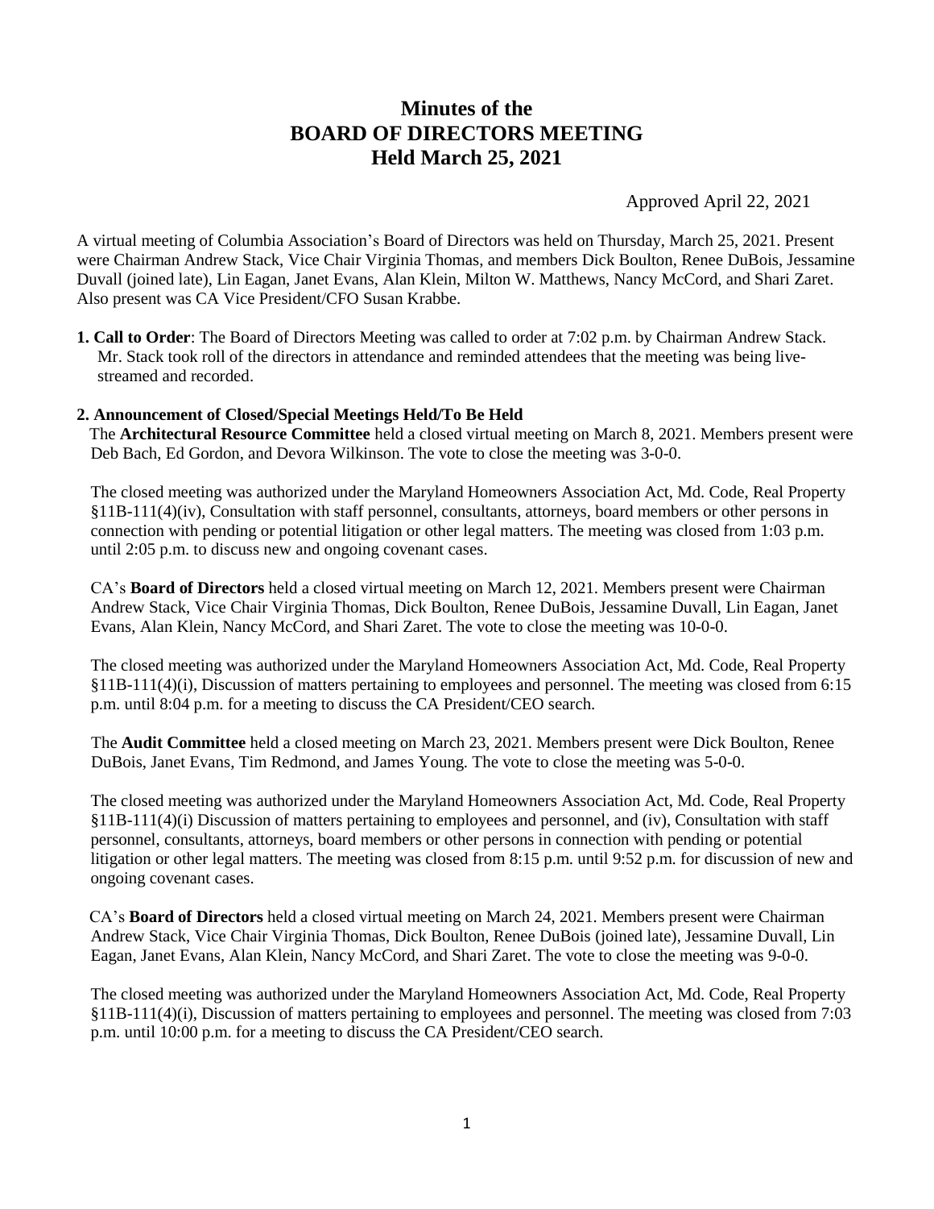# Minutes of the BOARD OF DIRECTORS MEETING Held March 25, 2021

Approved April 22, 2021

A virtual meeting of Columbia Association's Board of Directors was held on Thursday, March 25, 2021. Present were Chairman Andrew Stack, Vice Chair Virginia Thomas, and members Dick Boulton, Renee DuBois, Jessamine Duvall (joined late), Lin Eagan, Janet Evans, Alan Klein, Milton W. Matthews, Nancy McCord, and Shari Zaret. Also present was CA Vice President/CFO Susan Krabbe.

**1. Call to Order**: The Board of Directors Meeting was called to order at 7:02 p.m. by Chairman Andrew Stack. Mr. Stack took roll of the directors in attendance and reminded attendees that the meeting was being live-streamed and recorded.

**2. Announcement of Closed/Special Meetings Held/To Be Held**

The **Architectural Resource Committee** held a closed virtual meeting on March 8, 2021. Members present were Deb Bach, Ed Gordon, and Devora Wilkinson. The vote to close the meeting was 3-0-0.

The closed meeting was authorized under the Maryland Homeowners Association Act, Md. Code, Real Property §11B-111(4)(iv), Consultation with staff personnel, consultants, attorneys, board members or other persons in connection with pending or potential litigation or other legal matters. The meeting was closed from 1:03 p.m. until 2:05 p.m. to discuss new and ongoing covenant cases.

CA's **Board of Directors** held a closed virtual meeting on March 12, 2021. Members present were Chairman Andrew Stack, Vice Chair Virginia Thomas, Dick Boulton, Renee DuBois, Jessamine Duvall, Lin Eagan, Janet Evans, Alan Klein, Nancy McCord, and Shari Zaret. The vote to close the meeting was 10-0-0.

The closed meeting was authorized under the Maryland Homeowners Association Act, Md. Code, Real Property §11B-111(4)(i), Discussion of matters pertaining to employees and personnel. The meeting was closed from 6:15 p.m. until 8:04 p.m. for a meeting to discuss the CA President/CEO search.

The **Audit Committee** held a closed meeting on March 23, 2021. Members present were Dick Boulton, Renee DuBois, Janet Evans, Tim Redmond, and James Young. The vote to close the meeting was 5-0-0.

The closed meeting was authorized under the Maryland Homeowners Association Act, Md. Code, Real Property §11B-111(4)(i) Discussion of matters pertaining to employees and personnel, and (iv), Consultation with staff personnel, consultants, attorneys, board members or other persons in connection with pending or potential litigation or other legal matters. The meeting was closed from 8:15 p.m. until 9:52 p.m. for discussion of new and ongoing covenant cases.

CA's **Board of Directors** held a closed virtual meeting on March 24, 2021. Members present were Chairman Andrew Stack, Vice Chair Virginia Thomas, Dick Boulton, Renee DuBois (joined late), Jessamine Duvall, Lin Eagan, Janet Evans, Alan Klein, Nancy McCord, and Shari Zaret. The vote to close the meeting was 9-0-0.

The closed meeting was authorized under the Maryland Homeowners Association Act, Md. Code, Real Property §11B-111(4)(i), Discussion of matters pertaining to employees and personnel. The meeting was closed from 7:03 p.m. until 10:00 p.m. for a meeting to discuss the CA President/CEO search.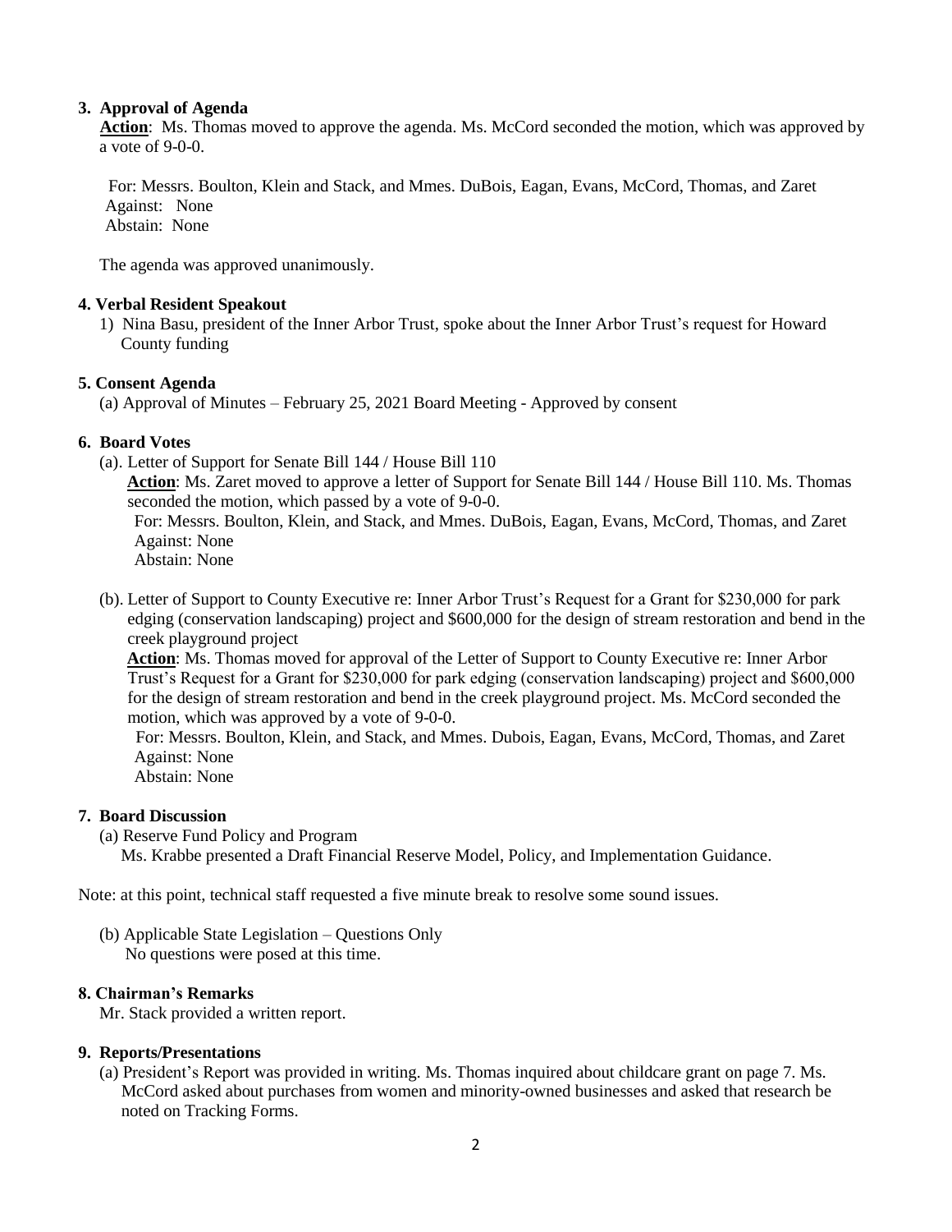**3. Approval of Agenda**

**Action**: Ms. Thomas moved to approve the agenda. Ms. McCord seconded the motion, which was approved by a vote of 9-0-0.

For: Messrs. Boulton, Klein and Stack, and Mmes. DuBois, Eagan, Evans, McCord, Thomas, and Zaret
Against: None
Abstain: None

The agenda was approved unanimously.

**4. Verbal Resident Speakout**

1) Nina Basu, president of the Inner Arbor Trust, spoke about the Inner Arbor Trust's request for Howard County funding

**5. Consent Agenda**

(a) Approval of Minutes – February 25, 2021 Board Meeting - Approved by consent

**6. Board Votes**

(a). Letter of Support for Senate Bill 144 / House Bill 110

**Action**: Ms. Zaret moved to approve a letter of Support for Senate Bill 144 / House Bill 110. Ms. Thomas seconded the motion, which passed by a vote of 9-0-0.
For: Messrs. Boulton, Klein, and Stack, and Mmes. DuBois, Eagan, Evans, McCord, Thomas, and Zaret
Against: None
Abstain: None

(b). Letter of Support to County Executive re: Inner Arbor Trust's Request for a Grant for $230,000 for park edging (conservation landscaping) project and $600,000 for the design of stream restoration and bend in the creek playground project

**Action**: Ms. Thomas moved for approval of the Letter of Support to County Executive re: Inner Arbor Trust's Request for a Grant for $230,000 for park edging (conservation landscaping) project and $600,000 for the design of stream restoration and bend in the creek playground project. Ms. McCord seconded the motion, which was approved by a vote of 9-0-0.
For: Messrs. Boulton, Klein, and Stack, and Mmes. Dubois, Eagan, Evans, McCord, Thomas, and Zaret
Against: None
Abstain: None

**7. Board Discussion**

(a) Reserve Fund Policy and Program
Ms. Krabbe presented a Draft Financial Reserve Model, Policy, and Implementation Guidance.

Note: at this point, technical staff requested a five minute break to resolve some sound issues.

(b) Applicable State Legislation – Questions Only
No questions were posed at this time.

**8. Chairman's Remarks**

Mr. Stack provided a written report.

**9. Reports/Presentations**

(a) President's Report was provided in writing. Ms. Thomas inquired about childcare grant on page 7. Ms. McCord asked about purchases from women and minority-owned businesses and asked that research be noted on Tracking Forms.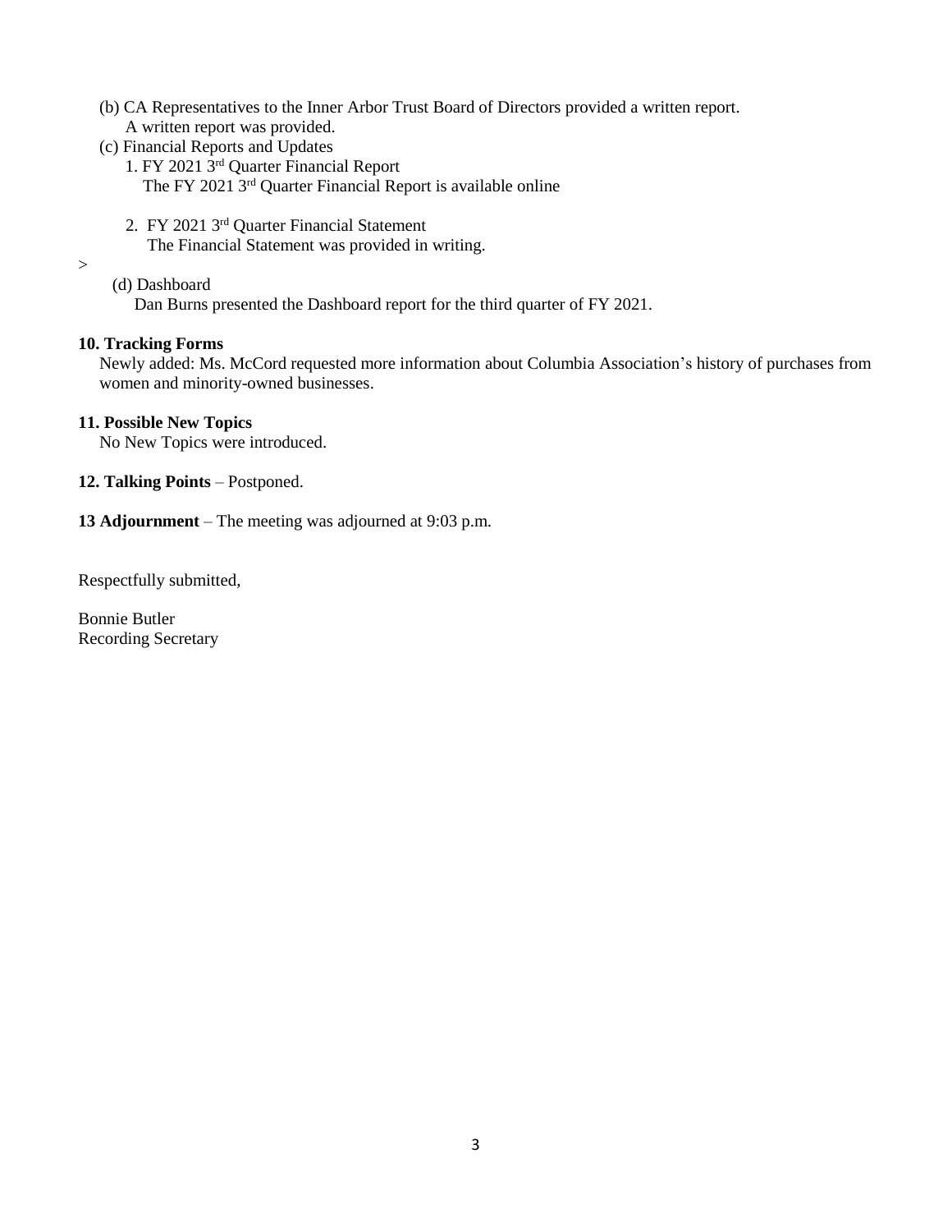(b) CA Representatives to the Inner Arbor Trust Board of Directors provided a written report.
A written report was provided.

(c) Financial Reports and Updates

1. FY 2021 3rd Quarter Financial Report
The FY 2021 3rd Quarter Financial Report is available online

2. FY 2021 3rd Quarter Financial Statement
The Financial Statement was provided in writing.

>

(d) Dashboard
Dan Burns presented the Dashboard report for the third quarter of FY 2021.

**10. Tracking Forms**

Newly added: Ms. McCord requested more information about Columbia Association's history of purchases from women and minority-owned businesses.

**11. Possible New Topics**

No New Topics were introduced.

**12. Talking Points** – Postponed.

**13 Adjournment** – The meeting was adjourned at 9:03 p.m.

Respectfully submitted,

Bonnie Butler
Recording Secretary